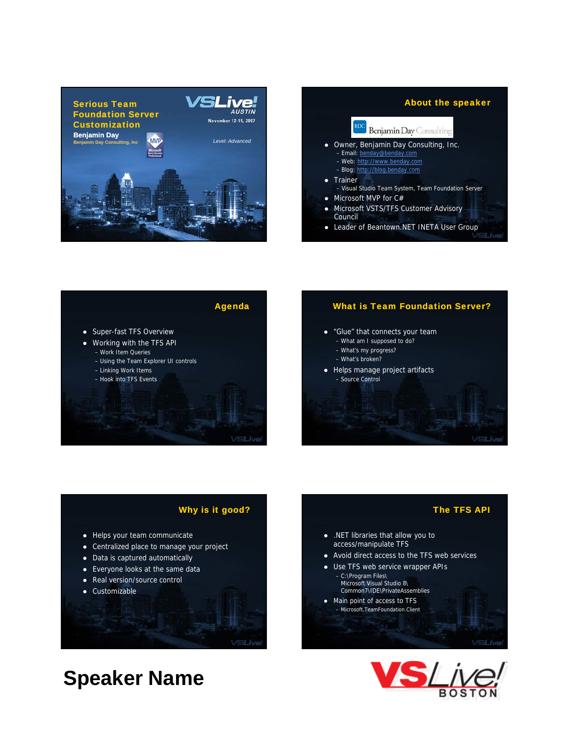## Serious Team Foundation Server Customization

**Benjamin Day**
Benjamin Day Consulting, Inc

VSLive! AUSTIN
November 12-15, 2007

Level: Advanced

## About the speaker

Benjamin Day Consulting

- Owner, Benjamin Day Consulting, Inc.
  - Email: benday@benday.com
  - Web: http://www.benday.com
  - Blog: http://blog.benday.com
- Trainer
  - Visual Studio Team System, Team Foundation Server
- Microsoft MVP for C#
- Microsoft VSTS/TFS Customer Advisory Council
- Leader of Beantown.NET INETA User Group

## Agenda

- Super-fast TFS Overview
- Working with the TFS API
  - Work Item Queries
  - Using the Team Explorer UI controls
  - Linking Work Items
  - Hook into TFS Events

## What is Team Foundation Server?

- "Glue" that connects your team
  - What am I supposed to do?
  - What's my progress?
  - What's broken?
- Helps manage project artifacts
  - Source Control

## Why is it good?

- Helps your team communicate
- Centralized place to manage your project
- Data is captured automatically
- Everyone looks at the same data
- Real version/source control
- Customizable

## The TFS API

- .NET libraries that allow you to access/manipulate TFS
- Avoid direct access to the TFS web services
- Use TFS web service wrapper APIs
  - C:\Program Files\Microsoft Visual Studio 8\Common7\IDE\PrivateAssemblies
- Main point of access to TFS
  - Microsoft.TeamFoundation.Client

# Speaker Name

VSLive! BOSTON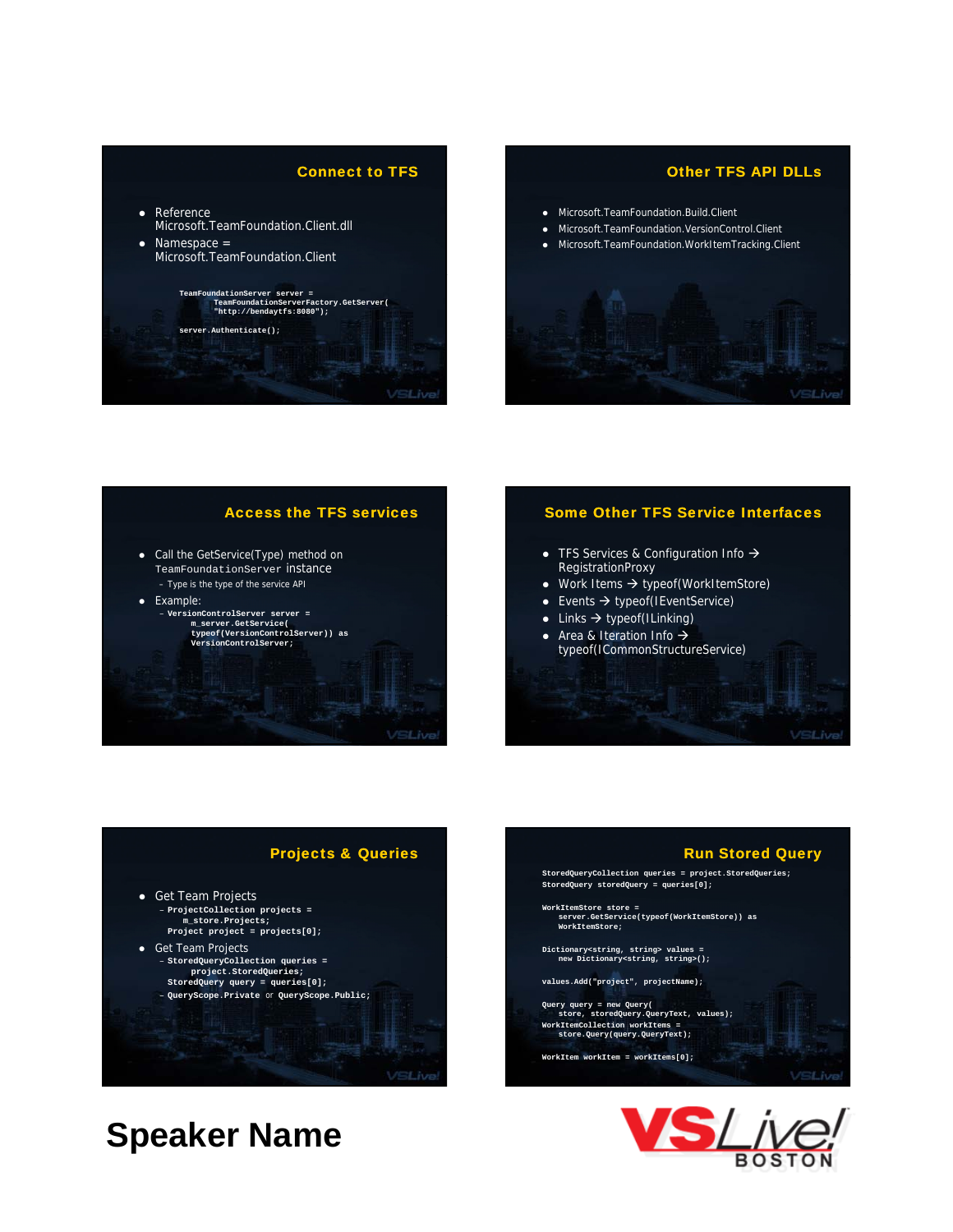## Connect to TFS

- Reference Microsoft.TeamFoundation.Client.dll
- Namespace = Microsoft.TeamFoundation.Client

```
TeamFoundationServer server =
        TeamFoundationServerFactory.GetServer(
        "http://bendaytfs:8080");

server.Authenticate();
```

## Other TFS API DLLs

- Microsoft.TeamFoundation.Build.Client
- Microsoft.TeamFoundation.VersionControl.Client
- Microsoft.TeamFoundation.WorkItemTracking.Client

## Access the TFS services

- Call the GetService(Type) method on `TeamFoundationServer` instance
  - Type is the type of the service API
- Example:

```
VersionControlServer server =
    m_server.GetService(
    typeof(VersionControlServer)) as
    VersionControlServer;
```

## Some Other TFS Service Interfaces

- TFS Services & Configuration Info → RegistrationProxy
- Work Items → typeof(IWorkItemStore)
- Events → typeof(IEventService)
- Links → typeof(ILinking)
- Area & Iteration Info → typeof(ICommonStructureService)

## Projects & Queries

- Get Team Projects

```
ProjectCollection projects =
    m_store.Projects;
Project project = projects[0];
```

- Get Team Projects

```
StoredQueryCollection queries =
    project.StoredQueries;
StoredQuery query = queries[0];
```

  - `QueryScope.Private` or `QueryScope.Public;`

## Run Stored Query

```
StoredQueryCollection queries = project.StoredQueries;
StoredQuery storedQuery = queries[0];

WorkItemStore store =
    server.GetService(typeof(WorkItemStore)) as
    WorkItemStore;

Dictionary<string, string> values =
    new Dictionary<string, string>();

values.Add("project", projectName);

Query query = new Query(
    store, storedQuery.QueryText, values);
WorkItemCollection workItems =
    store.Query(query.QueryText);

WorkItem workItem = workItems[0];
```

# Speaker Name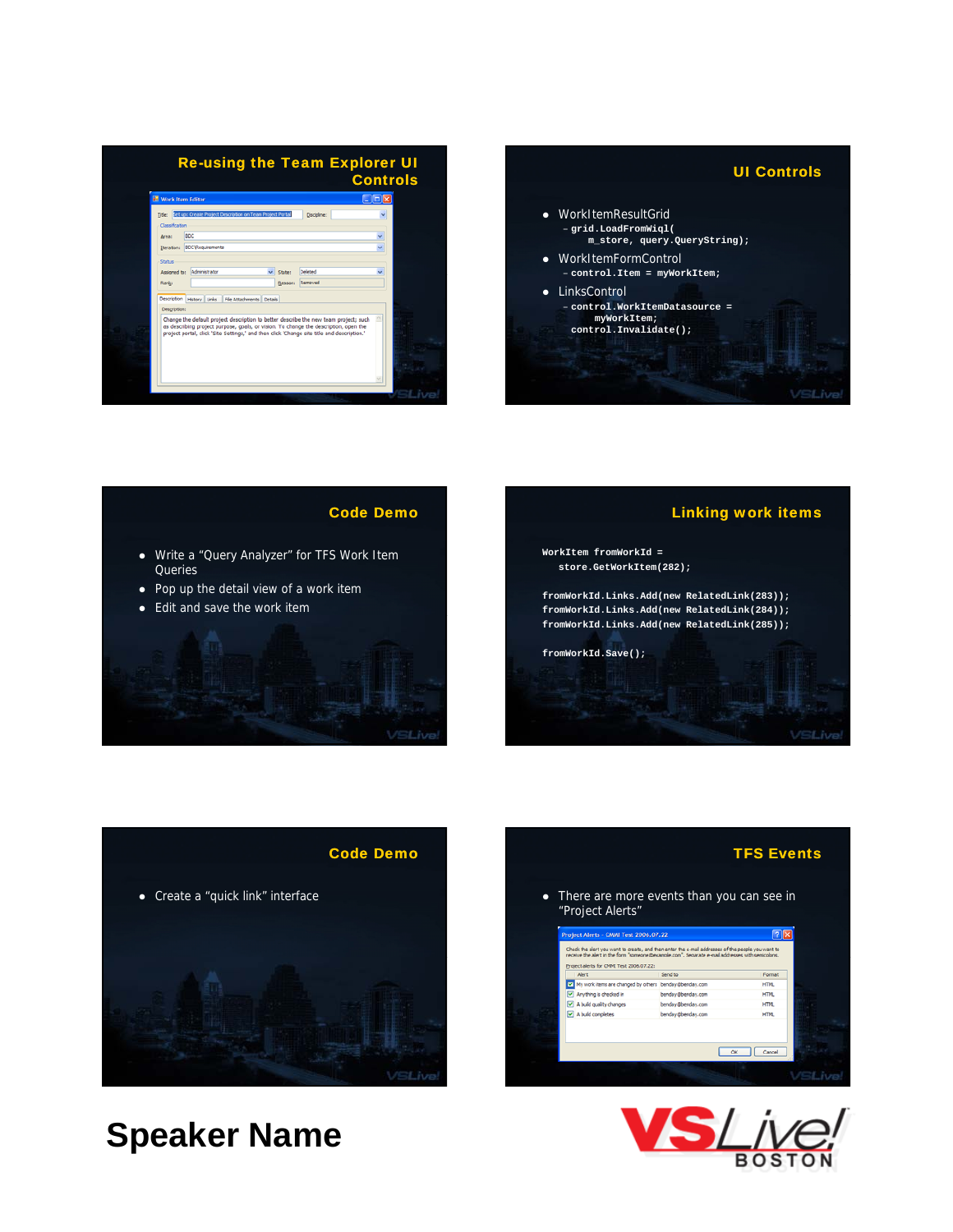## Re-using the Team Explorer UI Controls

## UI Controls

- WorkItemResultGrid
  - ```
    grid.LoadFromWiql(
        m_store, query.QueryString);
    ```
- WorkItemFormControl
  - ```
    control.Item = myWorkItem;
    ```
- LinksControl
  - ```
    control.WorkItemDatasource =
        myWorkItem;
    control.Invalidate();
    ```

## Code Demo

- Write a “Query Analyzer” for TFS Work Item Queries
- Pop up the detail view of a work item
- Edit and save the work item

## Linking work items

```
WorkItem fromWorkId =
   store.GetWorkItem(282);

fromWorkId.Links.Add(new RelatedLink(283));
fromWorkId.Links.Add(new RelatedLink(284));
fromWorkId.Links.Add(new RelatedLink(285));

fromWorkId.Save();
```

## Code Demo

- Create a “quick link” interface

## TFS Events

- There are more events than you can see in “Project Alerts”

**Speaker Name**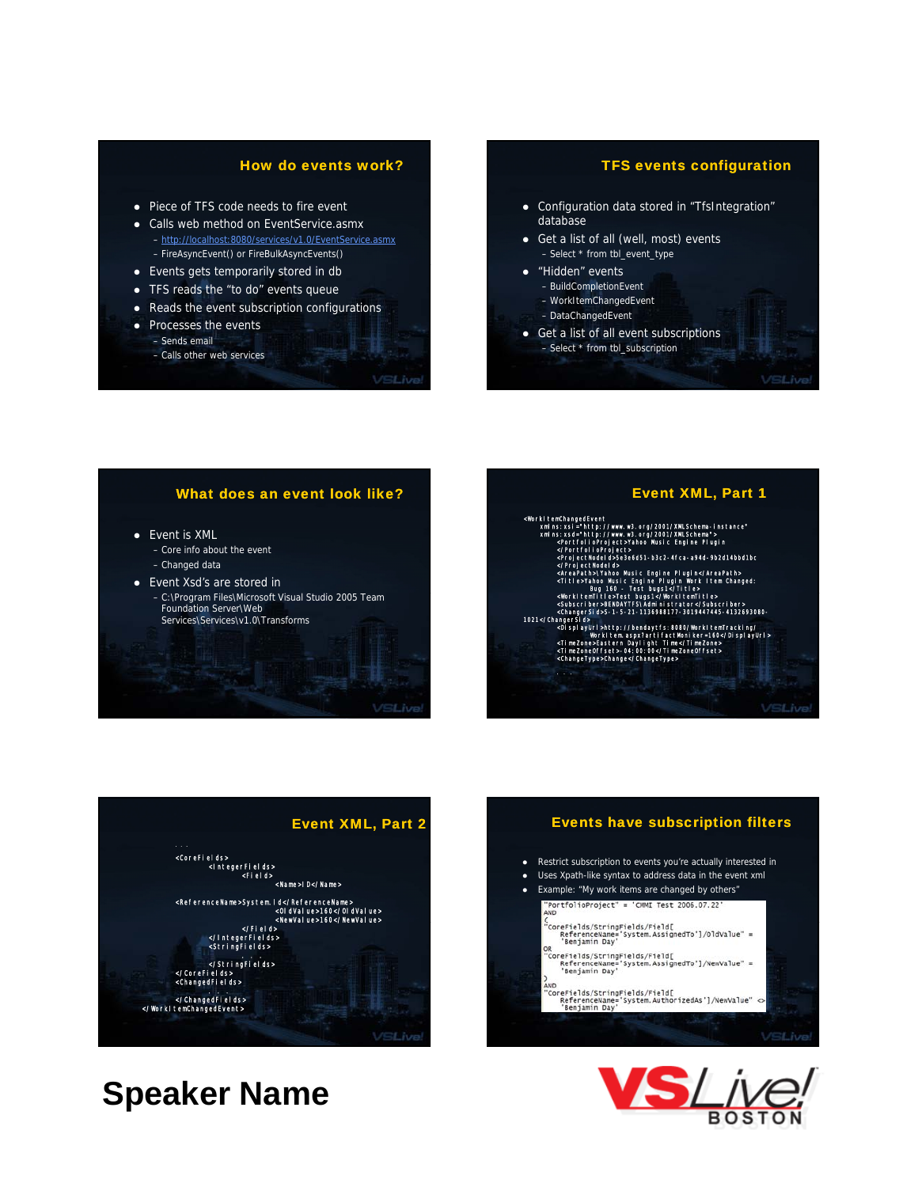## How do events work?

- Piece of TFS code needs to fire event
- Calls web method on EventService.asmx
  - http://localhost:8080/services/v1.0/EventService.asmx
  - FireAsyncEvent() or FireBulkAsyncEvents()
- Events gets temporarily stored in db
- TFS reads the "to do" events queue
- Reads the event subscription configurations
- Processes the events
  - Sends email
  - Calls other web services

## TFS events configuration

- Configuration data stored in "TfsIntegration" database
- Get a list of all (well, most) events
  - Select * from tbl_event_type
- "Hidden" events
  - BuildCompletionEvent
  - WorkItemChangedEvent
  - DataChangedEvent
- Get a list of all event subscriptions
  - Select * from tbl_subscription

## What does an event look like?

- Event is XML
  - Core info about the event
  - Changed data
- Event Xsd's are stored in
  - C:\Program Files\Microsoft Visual Studio 2005 Team Foundation Server\Web Services\Services\v1.0\Transforms

## Event XML, Part 1

```
<WorkItemChangedEvent
    xmlns:xsi="http://www.w3.org/2001/XMLSchema-instance"
    xmlns:xsd="http://www.w3.org/2001/XMLSchema">
        <PortfolioProject>Yahoo Music Engine Plugin
        </PortfolioProject>
        <ProjectNodeId>5e3e6d51-b3c2-4fca-a94d-9b2d14bbd1bc
        </ProjectNodeId>
        <AreaPath>\Yahoo Music Engine Plugin</AreaPath>
        <Title>Yahoo Music Engine Plugin Work Item Changed:
                Bug 160 - Test bugs1</Title>
        <WorkItemTitle>Test bugs1</WorkItemTitle>
        <Subscriber>BENDAYTFS\Administrator</Subscriber>
        <ChangerSid>S-1-5-21-1136988177-3019447445-4132693080-
1021</ChangerSid>
        <DisplayUrl>http://bendaytfs:8080/WorkItemTracking/
                WorkItem.aspx?artifactMoniker=160</DisplayUrl>
        <TimeZone>Eastern Daylight Time</TimeZone>
        <TimeZoneOffset>-04:00:00</TimeZoneOffset>
        <ChangeType>Change</ChangeType>

        . . .
```

## Event XML, Part 2

```
        . . .
        <CoreFields>
            <IntegerFields>
                <Field>
                    <Name>ID</Name>
        <ReferenceName>System.Id</ReferenceName>
                    <OldValue>160</OldValue>
                    <NewValue>160</NewValue>
                </Field>
            </IntegerFields>
            <StringFields>
                . . .
            </StringFields>
        </CoreFields>
        <ChangedFields>
            . . .
        </ChangedFields>
</WorkItemChangedEvent>
```

## Events have subscription filters

- Restrict subscription to events you're actually interested in
- Uses Xpath-like syntax to address data in the event xml
- Example: "My work items are changed by others"

```
"PortfolioProject" = 'CMMI Test 2006.07.22'
AND
(
"CoreFields/StringFields/Field[
    ReferenceName='System.AssignedTo']/OldValue" =
    'Benjamin Day'
OR
"CoreFields/StringFields/Field[
    ReferenceName='System.AssignedTo']/NewValue" =
    'Benjamin Day'
)
AND
"CoreFields/StringFields/Field[
    ReferenceName='System.AuthorizedAs']/NewValue" <>
    'Benjamin Day'
```

# Speaker Name

VSLive! BOSTON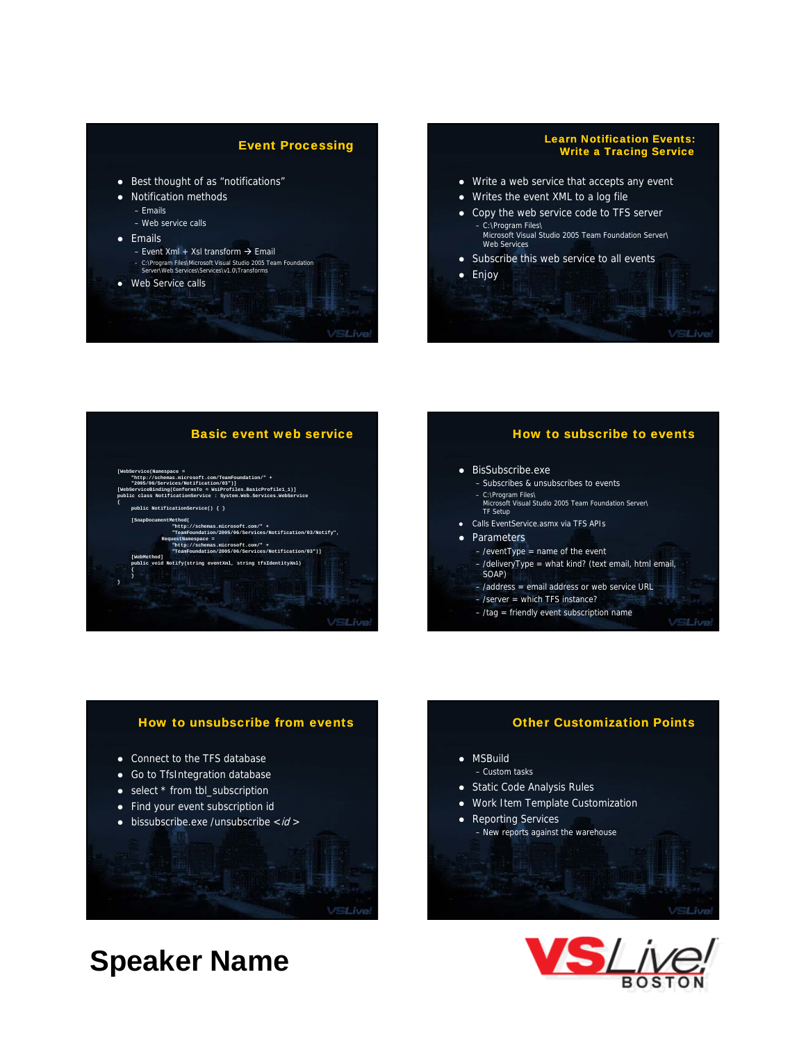## Event Processing

- Best thought of as “notifications”
- Notification methods
  - Emails
  - Web service calls
- Emails
  - Event Xml + Xsl transform → Email
  - C:\Program Files\Microsoft Visual Studio 2005 Team Foundation Server\Web Services\Services\v1.0\Transforms
- Web Service calls

## Learn Notification Events: Write a Tracing Service

- Write a web service that accepts any event
- Writes the event XML to a log file
- Copy the web service code to TFS server
  - C:\Program Files\Microsoft Visual Studio 2005 Team Foundation Server\Web Services
- Subscribe this web service to all events
- Enjoy

## Basic event web service

```
[WebService(Namespace =
    "http://schemas.microsoft.com/TeamFoundation/" +
    "2005/06/Services/Notification/03")]
[WebServiceBinding(ConformsTo = WsiProfiles.BasicProfile1_1)]
public class NotificationService : System.Web.Services.WebService
{
    public NotificationService() { }

    [SoapDocumentMethod(
            "http://schemas.microsoft.com/" +
            "TeamFoundation/2005/06/Services/Notification/03/Notify",
        RequestNamespace =
            "http://schemas.microsoft.com/" +
            "TeamFoundation/2005/06/Services/Notification/03")]
    [WebMethod]
    public void Notify(string eventXml, string tfsIdentityXml)
    {
    }
}
```

## How to subscribe to events

- BisSubscribe.exe
  - Subscribes & unsubscribes to events
  - C:\Program Files\Microsoft Visual Studio 2005 Team Foundation Server\TF Setup
- Calls EventService.asmx via TFS APIs
- Parameters
  - /eventType = name of the event
  - /deliveryType = what kind? (text email, html email, SOAP)
  - /address = email address or web service URL
  - /server = which TFS instance?
  - /tag = friendly event subscription name

## How to unsubscribe from events

- Connect to the TFS database
- Go to TfsIntegration database
- select * from tbl_subscription
- Find your event subscription id
- bissubscribe.exe /unsubscribe <*id*>

## Other Customization Points

- MSBuild
  - Custom tasks
- Static Code Analysis Rules
- Work Item Template Customization
- Reporting Services
  - New reports against the warehouse

# Speaker Name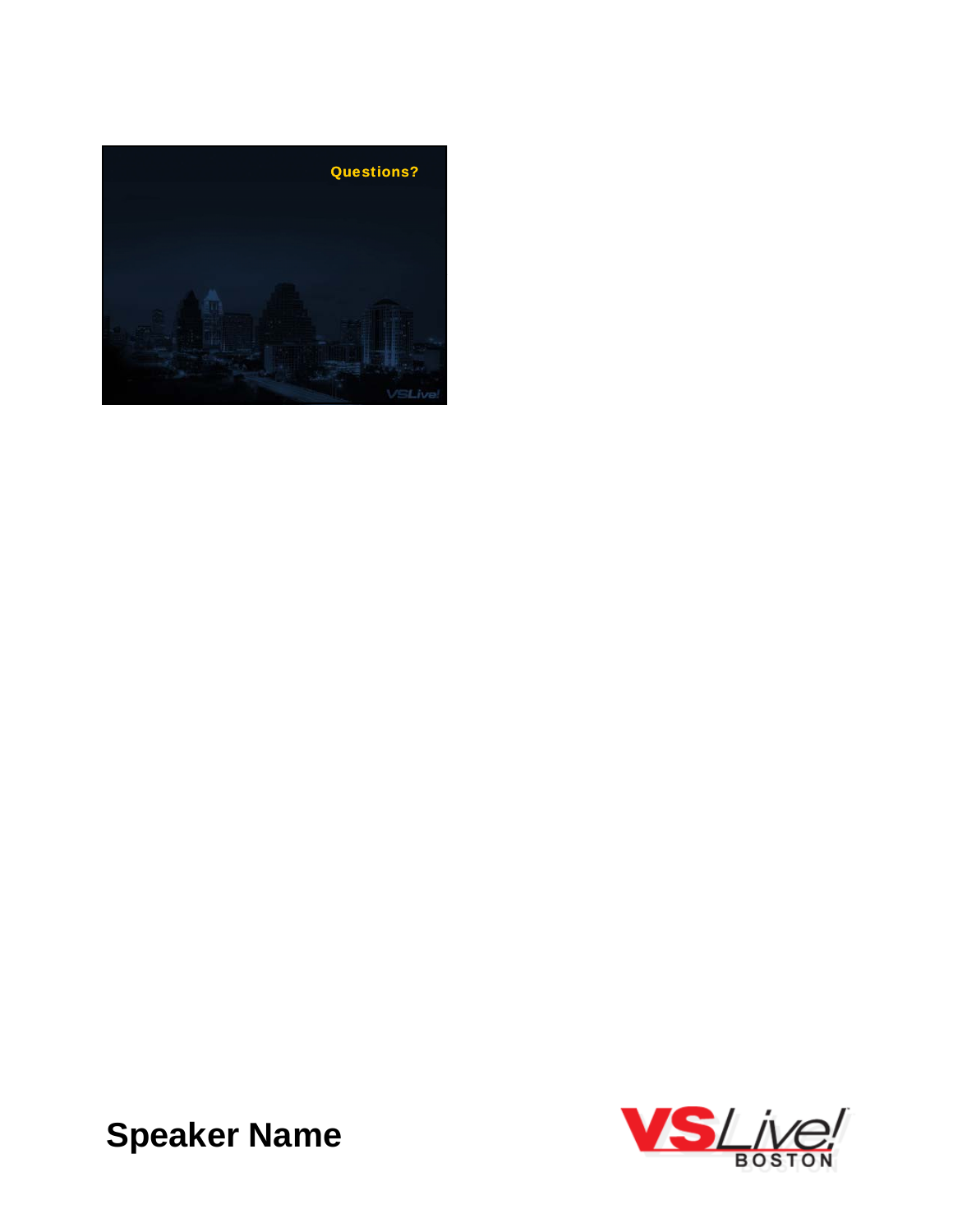Questions?

**Speaker Name**